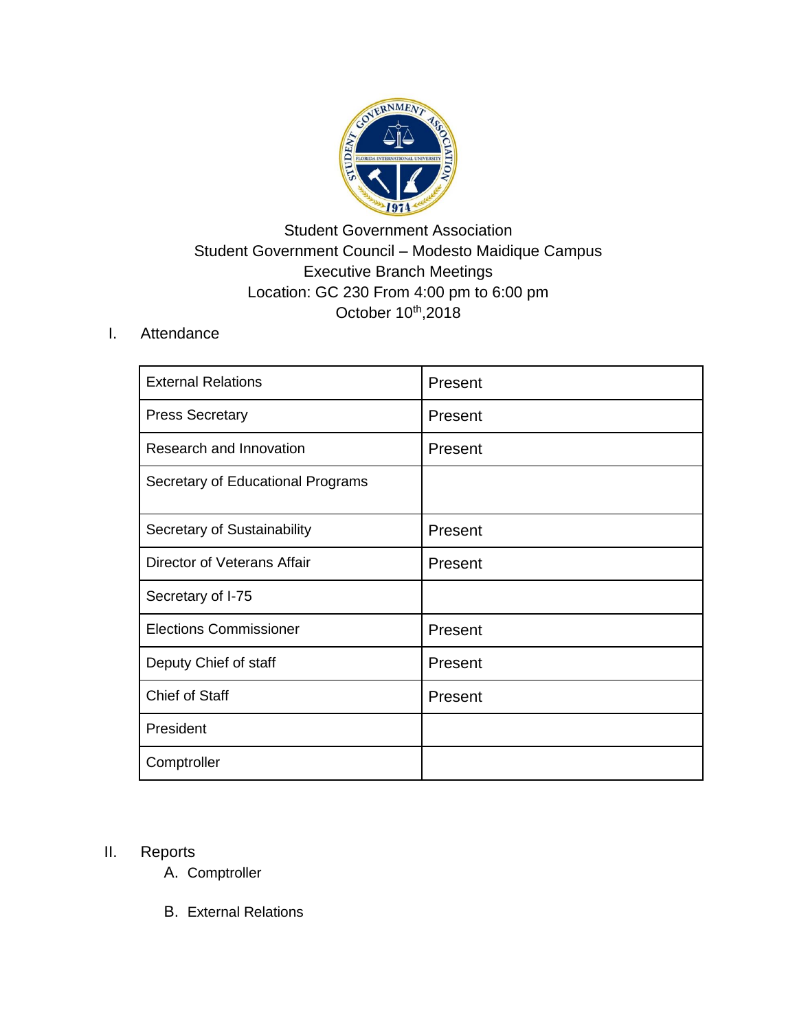Student Government Association
Student Government Council – Modesto Maidique Campus
Executive Branch Meetings
Location: GC 230 From 4:00 pm to 6:00 pm
October 10th,2018

I. Attendance

| | |
|---|---|
| External Relations | Present |
| Press Secretary | Present |
| Research and Innovation | Present |
| Secretary of Educational Programs | |
| Secretary of Sustainability | Present |
| Director of Veterans Affair | Present |
| Secretary of I-75 | |
| Elections Commissioner | Present |
| Deputy Chief of staff | Present |
| Chief of Staff | Present |
| President | |
| Comptroller | |

II. Reports

A. Comptroller

B. External Relations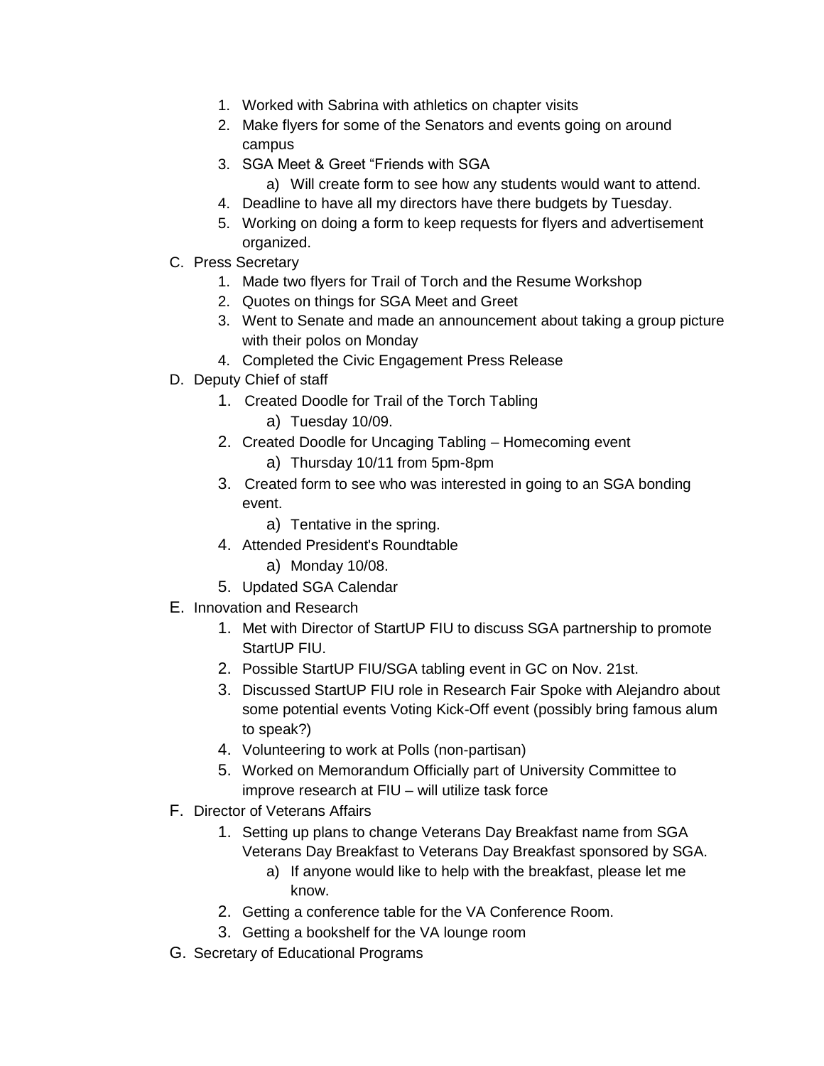1. Worked with Sabrina with athletics on chapter visits
2. Make flyers for some of the Senators and events going on around campus
3. SGA Meet & Greet “Friends with SGA
    a) Will create form to see how any students would want to attend.
4. Deadline to have all my directors have there budgets by Tuesday.
5. Working on doing a form to keep requests for flyers and advertisement organized.

C. Press Secretary
1. Made two flyers for Trail of Torch and the Resume Workshop
2. Quotes on things for SGA Meet and Greet
3. Went to Senate and made an announcement about taking a group picture with their polos on Monday
4. Completed the Civic Engagement Press Release

D. Deputy Chief of staff
1. Created Doodle for Trail of the Torch Tabling
    a) Tuesday 10/09.
2. Created Doodle for Uncaging Tabling – Homecoming event
    a) Thursday 10/11 from 5pm-8pm
3. Created form to see who was interested in going to an SGA bonding event.
    a) Tentative in the spring.
4. Attended President's Roundtable
    a) Monday 10/08.
5. Updated SGA Calendar

E. Innovation and Research
1. Met with Director of StartUP FIU to discuss SGA partnership to promote StartUP FIU.
2. Possible StartUP FIU/SGA tabling event in GC on Nov. 21st.
3. Discussed StartUP FIU role in Research Fair Spoke with Alejandro about some potential events Voting Kick-Off event (possibly bring famous alum to speak?)
4. Volunteering to work at Polls (non-partisan)
5. Worked on Memorandum Officially part of University Committee to improve research at FIU – will utilize task force

F. Director of Veterans Affairs
1. Setting up plans to change Veterans Day Breakfast name from SGA Veterans Day Breakfast to Veterans Day Breakfast sponsored by SGA.
    a) If anyone would like to help with the breakfast, please let me know.
2. Getting a conference table for the VA Conference Room.
3. Getting a bookshelf for the VA lounge room

G. Secretary of Educational Programs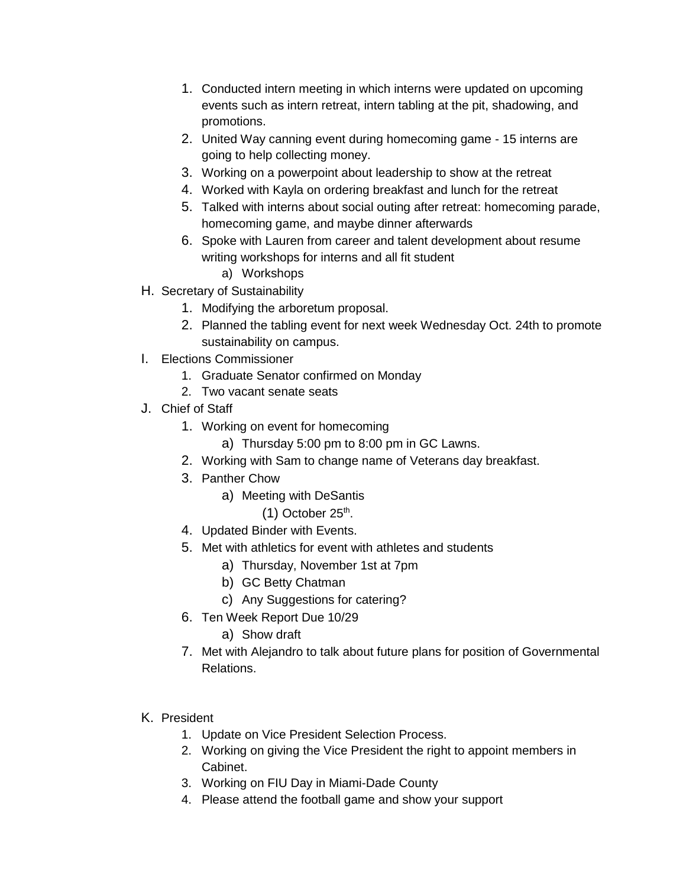1. Conducted intern meeting in which interns were updated on upcoming events such as intern retreat, intern tabling at the pit, shadowing, and promotions.
2. United Way canning event during homecoming game - 15 interns are going to help collecting money.
3. Working on a powerpoint about leadership to show at the retreat
4. Worked with Kayla on ordering breakfast and lunch for the retreat
5. Talked with interns about social outing after retreat: homecoming parade, homecoming game, and maybe dinner afterwards
6. Spoke with Lauren from career and talent development about resume writing workshops for interns and all fit student
    a) Workshops

H. Secretary of Sustainability
1. Modifying the arboretum proposal.
2. Planned the tabling event for next week Wednesday Oct. 24th to promote sustainability on campus.

I. Elections Commissioner
1. Graduate Senator confirmed on Monday
2. Two vacant senate seats

J. Chief of Staff
1. Working on event for homecoming
    a) Thursday 5:00 pm to 8:00 pm in GC Lawns.
2. Working with Sam to change name of Veterans day breakfast.
3. Panther Chow
    a) Meeting with DeSantis
        (1) October 25th.
4. Updated Binder with Events.
5. Met with athletics for event with athletes and students
    a) Thursday, November 1st at 7pm
    b) GC Betty Chatman
    c) Any Suggestions for catering?
6. Ten Week Report Due 10/29
    a) Show draft
7. Met with Alejandro to talk about future plans for position of Governmental Relations.

K. President
1. Update on Vice President Selection Process.
2. Working on giving the Vice President the right to appoint members in Cabinet.
3. Working on FIU Day in Miami-Dade County
4. Please attend the football game and show your support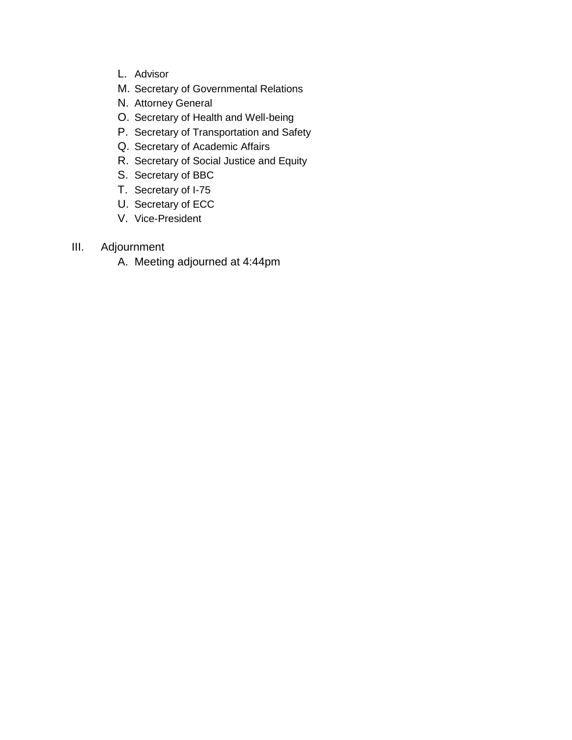L. Advisor
M. Secretary of Governmental Relations
N. Attorney General
O. Secretary of Health and Well-being
P. Secretary of Transportation and Safety
Q. Secretary of Academic Affairs
R. Secretary of Social Justice and Equity
S. Secretary of BBC
T. Secretary of I-75
U. Secretary of ECC
V. Vice-President

III. Adjournment

A. Meeting adjourned at 4:44pm